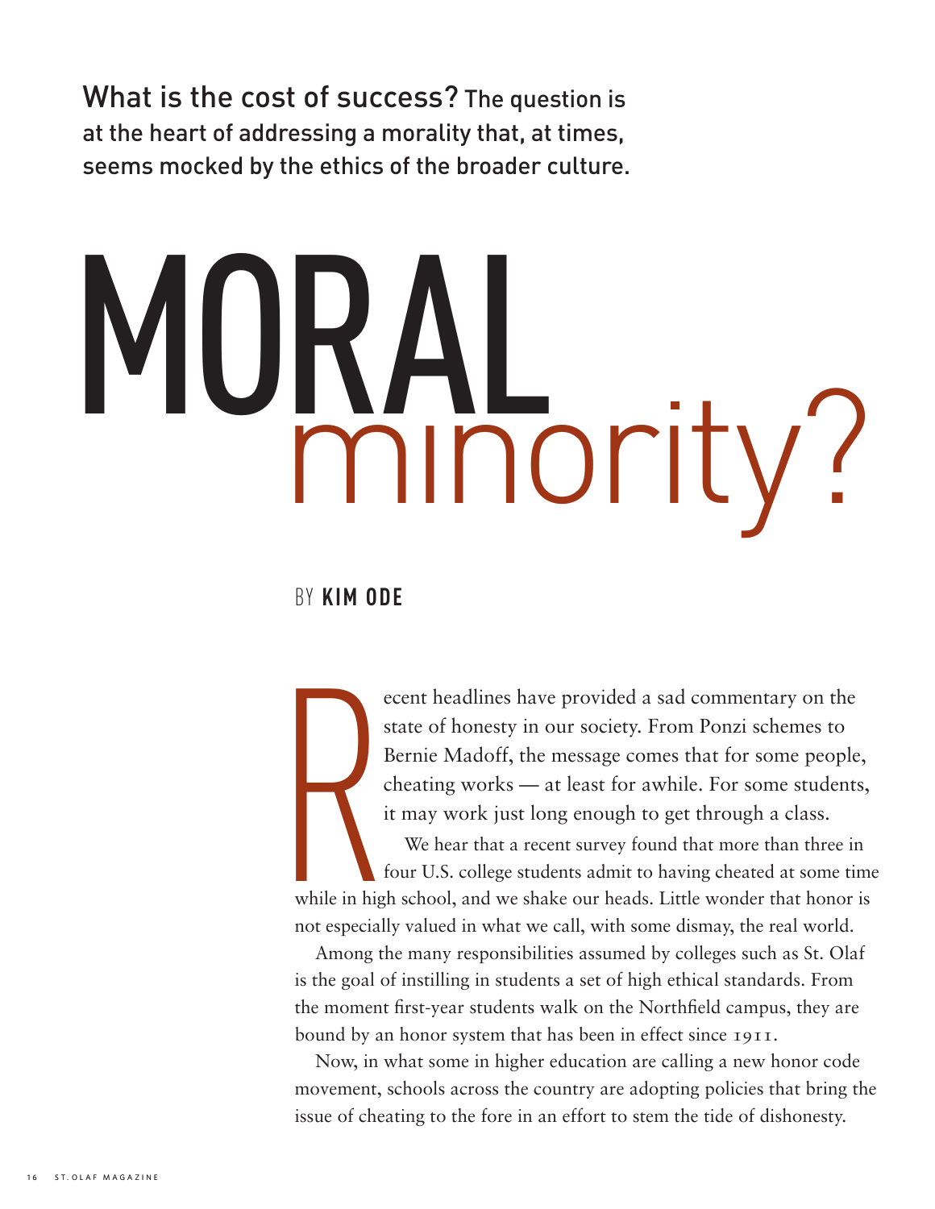**What is the cost of success?** The question is at the heart of addressing a morality that, at times, seems mocked by the ethics of the broader culture.

# MORAL minority?

BY **KIM ODE**

Recent headlines have provided a sad commentary on the state of honesty in our society. From Ponzi schemes to Bernie Madoff, the message comes that for some people, cheating works — at least for awhile. For some students, it may work just long enough to get through a class.

We hear that a recent survey found that more than three in four U.S. college students admit to having cheated at some time while in high school, and we shake our heads. Little wonder that honor is not especially valued in what we call, with some dismay, the real world.

Among the many responsibilities assumed by colleges such as St. Olaf is the goal of instilling in students a set of high ethical standards. From the moment first-year students walk on the Northfield campus, they are bound by an honor system that has been in effect since 1911.

Now, in what some in higher education are calling a new honor code movement, schools across the country are adopting policies that bring the issue of cheating to the fore in an effort to stem the tide of dishonesty.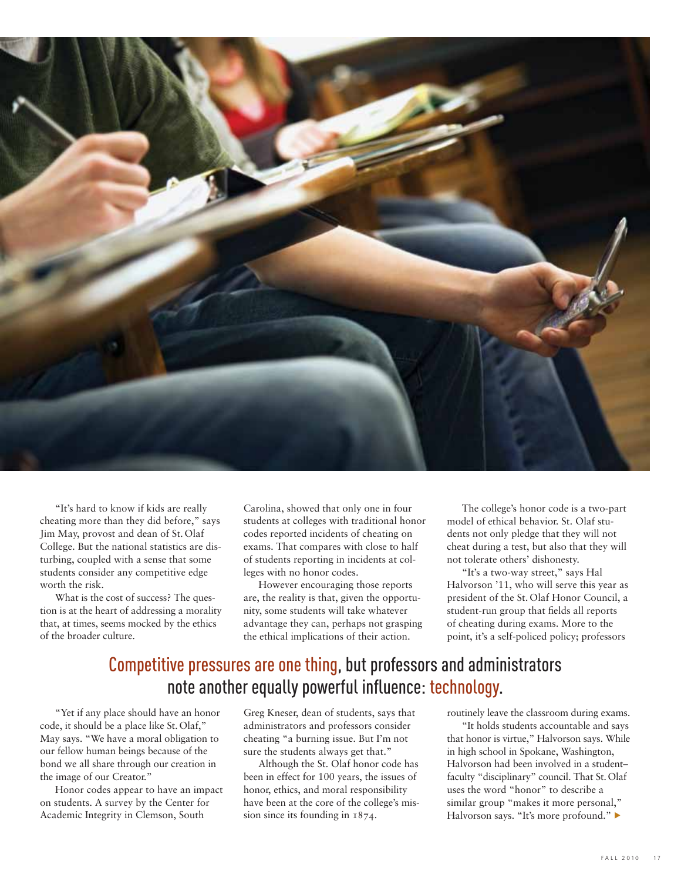"It's hard to know if kids are really cheating more than they did before," says Jim May, provost and dean of St. Olaf College. But the national statistics are disturbing, coupled with a sense that some students consider any competitive edge worth the risk.

What is the cost of success? The question is at the heart of addressing a morality that, at times, seems mocked by the ethics of the broader culture.

"Yet if any place should have an honor code, it should be a place like St. Olaf," May says. "We have a moral obligation to our fellow human beings because of the bond we all share through our creation in the image of our Creator."

Honor codes appear to have an impact on students. A survey by the Center for Academic Integrity in Clemson, South Carolina, showed that only one in four students at colleges with traditional honor codes reported incidents of cheating on exams. That compares with close to half of students reporting in incidents at colleges with no honor codes.

However encouraging those reports are, the reality is that, given the opportunity, some students will take whatever advantage they can, perhaps not grasping the ethical implications of their action.

## Competitive pressures are one thing, but professors and administrators note another equally powerful influence: technology.

Greg Kneser, dean of students, says that administrators and professors consider cheating "a burning issue. But I'm not sure the students always get that."

Although the St. Olaf honor code has been in effect for 100 years, the issues of honor, ethics, and moral responsibility have been at the core of the college's mission since its founding in 1874.

The college's honor code is a two-part model of ethical behavior. St. Olaf students not only pledge that they will not cheat during a test, but also that they will not tolerate others' dishonesty.

"It's a two-way street," says Hal Halvorson '11, who will serve this year as president of the St. Olaf Honor Council, a student-run group that fields all reports of cheating during exams. More to the point, it's a self-policed policy; professors routinely leave the classroom during exams.

"It holds students accountable and says that honor is virtue," Halvorson says. While in high school in Spokane, Washington, Halvorson had been involved in a student–faculty "disciplinary" council. That St. Olaf uses the word "honor" to describe a similar group "makes it more personal," Halvorson says. "It's more profound." ▶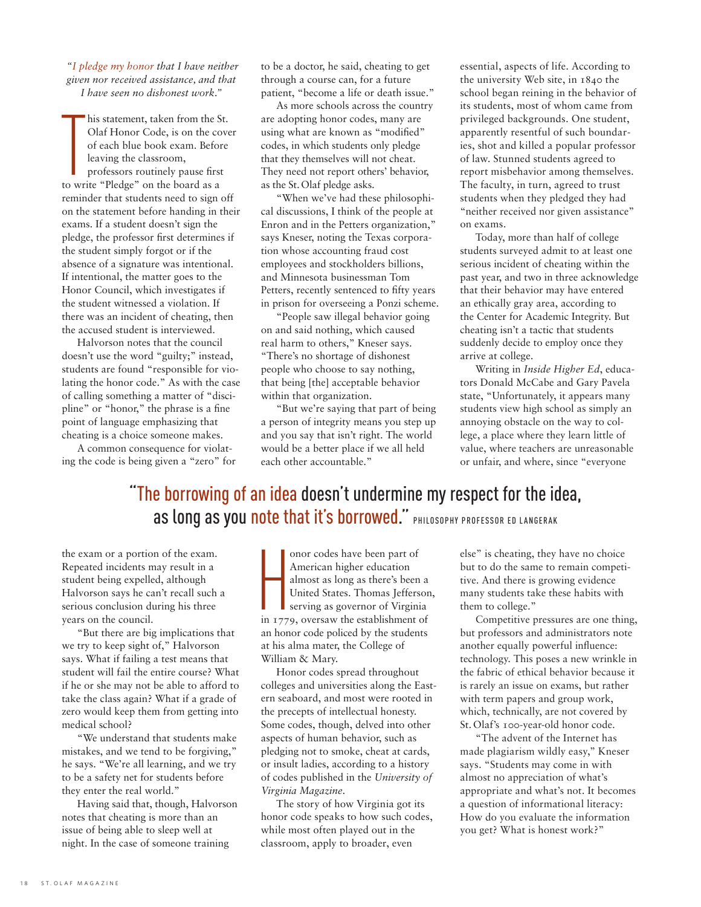*"I pledge my honor that I have neither given nor received assistance, and that I have seen no dishonest work."*

This statement, taken from the St. Olaf Honor Code, is on the cover of each blue book exam. Before leaving the classroom, professors routinely pause first to write "Pledge" on the board as a reminder that students need to sign off on the statement before handing in their exams. If a student doesn't sign the pledge, the professor first determines if the student simply forgot or if the absence of a signature was intentional. If intentional, the matter goes to the Honor Council, which investigates if the student witnessed a violation. If there was an incident of cheating, then the accused student is interviewed.

Halvorson notes that the council doesn't use the word "guilty;" instead, students are found "responsible for violating the honor code." As with the case of calling something a matter of "discipline" or "honor," the phrase is a fine point of language emphasizing that cheating is a choice someone makes.

A common consequence for violating the code is being given a "zero" for the exam or a portion of the exam. Repeated incidents may result in a student being expelled, although Halvorson says he can't recall such a serious conclusion during his three years on the council.

"But there are big implications that we try to keep sight of," Halvorson says. What if failing a test means that student will fail the entire course? What if he or she may not be able to afford to take the class again? What if a grade of zero would keep them from getting into medical school?

"We understand that students make mistakes, and we tend to be forgiving," he says. "We're all learning, and we try to be a safety net for students before they enter the real world."

Having said that, though, Halvorson notes that cheating is more than an issue of being able to sleep well at night. In the case of someone training to be a doctor, he said, cheating to get through a course can, for a future patient, "become a life or death issue."

As more schools across the country are adopting honor codes, many are using what are known as "modified" codes, in which students only pledge that they themselves will not cheat. They need not report others' behavior, as the St. Olaf pledge asks.

"When we've had these philosophical discussions, I think of the people at Enron and in the Petters organization," says Kneser, noting the Texas corporation whose accounting fraud cost employees and stockholders billions, and Minnesota businessman Tom Petters, recently sentenced to fifty years in prison for overseeing a Ponzi scheme.

"People saw illegal behavior going on and said nothing, which caused real harm to others," Kneser says. "There's no shortage of dishonest people who choose to say nothing, that being [the] acceptable behavior within that organization.

"But we're saying that part of being a person of integrity means you step up and you say that isn't right. The world would be a better place if we all held each other accountable."

Honor codes have been part of American higher education almost as long as there's been a United States. Thomas Jefferson, serving as governor of Virginia in 1779, oversaw the establishment of an honor code policed by the students at his alma mater, the College of William & Mary.

Honor codes spread throughout colleges and universities along the Eastern seaboard, and most were rooted in the precepts of intellectual honesty. Some codes, though, delved into other aspects of human behavior, such as pledging not to smoke, cheat at cards, or insult ladies, according to a history of codes published in the *University of Virginia Magazine*.

The story of how Virginia got its honor code speaks to how such codes, while most often played out in the classroom, apply to broader, even essential, aspects of life. According to the university Web site, in 1840 the school began reining in the behavior of its students, most of whom came from privileged backgrounds. One student, apparently resentful of such boundaries, shot and killed a popular professor of law. Stunned students agreed to report misbehavior among themselves. The faculty, in turn, agreed to trust students when they pledged they had "neither received nor given assistance" on exams.

Today, more than half of college students surveyed admit to at least one serious incident of cheating within the past year, and two in three acknowledge that their behavior may have entered an ethically gray area, according to the Center for Academic Integrity. But cheating isn't a tactic that students suddenly decide to employ once they arrive at college.

Writing in *Inside Higher Ed*, educators Donald McCabe and Gary Pavela state, "Unfortunately, it appears many students view high school as simply an annoying obstacle on the way to college, a place where they learn little of value, where teachers are unreasonable or unfair, and where, since "everyone else" is cheating, they have no choice but to do the same to remain competitive. And there is growing evidence many students take these habits with them to college."

Competitive pressures are one thing, but professors and administrators note another equally powerful influence: technology. This poses a new wrinkle in the fabric of ethical behavior because it is rarely an issue on exams, but rather with term papers and group work, which, technically, are not covered by St. Olaf's 100-year-old honor code.

"The advent of the Internet has made plagiarism wildly easy," Kneser says. "Students may come in with almost no appreciation of what's appropriate and what's not. It becomes a question of informational literacy: How do you evaluate the information you get? What is honest work?"

> "The borrowing of an idea doesn't undermine my respect for the idea, as long as you note that it's borrowed." PHILOSOPHY PROFESSOR ED LANGERAK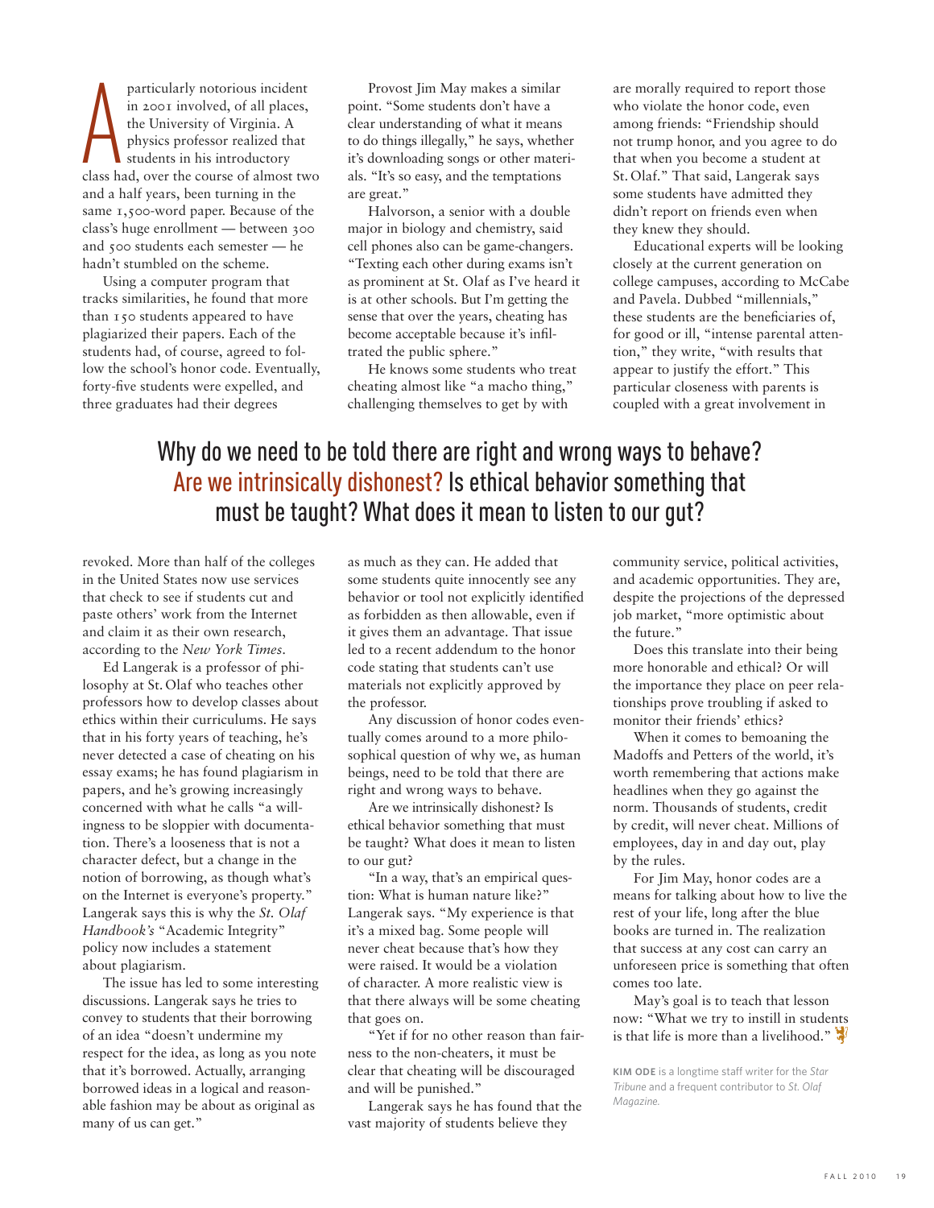A particularly notorious incident in 2001 involved, of all places, the University of Virginia. A physics professor realized that students in his introductory class had, over the course of almost two and a half years, been turning in the same 1,500-word paper. Because of the class's huge enrollment — between 300 and 500 students each semester — he hadn't stumbled on the scheme.

Using a computer program that tracks similarities, he found that more than 150 students appeared to have plagiarized their papers. Each of the students had, of course, agreed to follow the school's honor code. Eventually, forty-five students were expelled, and three graduates had their degrees revoked. More than half of the colleges in the United States now use services that check to see if students cut and paste others' work from the Internet and claim it as their own research, according to the *New York Times*.

Ed Langerak is a professor of philosophy at St. Olaf who teaches other professors how to develop classes about ethics within their curriculums. He says that in his forty years of teaching, he's never detected a case of cheating on his essay exams; he has found plagiarism in papers, and he's growing increasingly concerned with what he calls "a willingness to be sloppier with documentation. There's a looseness that is not a character defect, but a change in the notion of borrowing, as though what's on the Internet is everyone's property." Langerak says this is why the *St. Olaf Handbook's* "Academic Integrity" policy now includes a statement about plagiarism.

The issue has led to some interesting discussions. Langerak says he tries to convey to students that their borrowing of an idea "doesn't undermine my respect for the idea, as long as you note that it's borrowed. Actually, arranging borrowed ideas in a logical and reasonable fashion may be about as original as many of us can get."

Provost Jim May makes a similar point. "Some students don't have a clear understanding of what it means to do things illegally," he says, whether it's downloading songs or other materials. "It's so easy, and the temptations are great."

Halvorson, a senior with a double major in biology and chemistry, said cell phones also can be game-changers. "Texting each other during exams isn't as prominent at St. Olaf as I've heard it is at other schools. But I'm getting the sense that over the years, cheating has become acceptable because it's infiltrated the public sphere."

He knows some students who treat cheating almost like "a macho thing," challenging themselves to get by with as much as they can. He added that some students quite innocently see any behavior or tool not explicitly identified as forbidden as then allowable, even if it gives them an advantage. That issue led to a recent addendum to the honor code stating that students can't use materials not explicitly approved by the professor.

Any discussion of honor codes eventually comes around to a more philosophical question of why we, as human beings, need to be told that there are right and wrong ways to behave.

Are we intrinsically dishonest? Is ethical behavior something that must be taught? What does it mean to listen to our gut?

"In a way, that's an empirical question: What is human nature like?" Langerak says. "My experience is that it's a mixed bag. Some people will never cheat because that's how they were raised. It would be a violation of character. A more realistic view is that there always will be some cheating that goes on.

"Yet if for no other reason than fairness to the non-cheaters, it must be clear that cheating will be discouraged and will be punished."

Langerak says he has found that the vast majority of students believe they are morally required to report those who violate the honor code, even among friends: "Friendship should not trump honor, and you agree to do that when you become a student at St. Olaf." That said, Langerak says some students have admitted they didn't report on friends even when they knew they should.

Educational experts will be looking closely at the current generation on college campuses, according to McCabe and Pavela. Dubbed "millennials," these students are the beneficiaries of, for good or ill, "intense parental attention," they write, "with results that appear to justify the effort." This particular closeness with parents is coupled with a great involvement in community service, political activities, and academic opportunities. They are, despite the projections of the depressed job market, "more optimistic about the future."

Does this translate into their being more honorable and ethical? Or will the importance they place on peer relationships prove troubling if asked to monitor their friends' ethics?

When it comes to bemoaning the Madoffs and Petters of the world, it's worth remembering that actions make headlines when they go against the norm. Thousands of students, credit by credit, will never cheat. Millions of employees, day in and day out, play by the rules.

For Jim May, honor codes are a means for talking about how to live the rest of your life, long after the blue books are turned in. The realization that success at any cost can carry an unforeseen price is something that often comes too late.

May's goal is to teach that lesson now: "What we try to instill in students is that life is more than a livelihood."

## Why do we need to be told there are right and wrong ways to behave? Are we intrinsically dishonest? Is ethical behavior something that must be taught? What does it mean to listen to our gut?

**KIM ODE** is a longtime staff writer for the *Star Tribune* and a frequent contributor to *St. Olaf Magazine.*